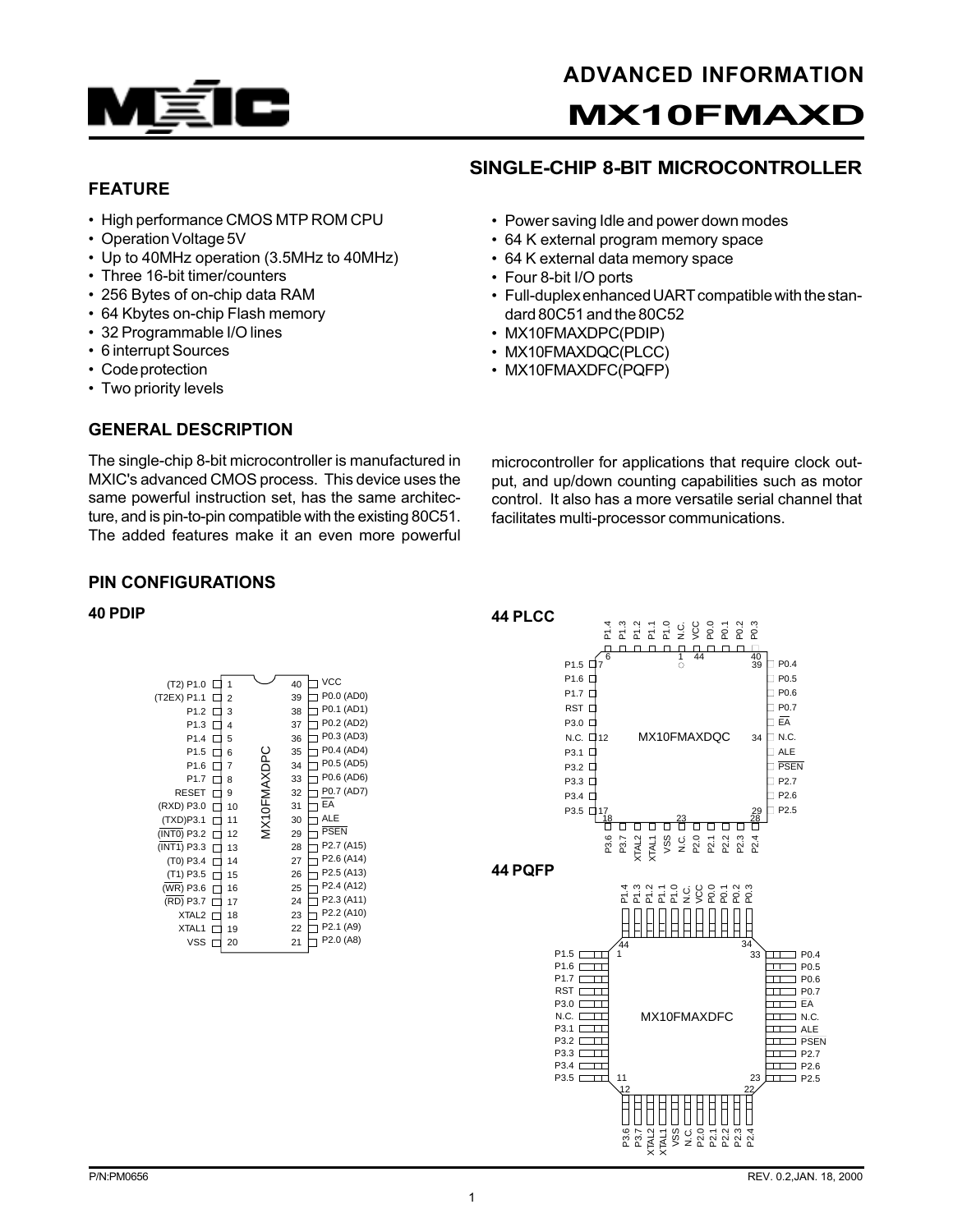# ADVANCED INFORMATION

# MX10FMAXD

## SINGLE-CHIP 8-BIT MICROCONTROLLER

### FEATURE

- High performance CMOS MTP ROM CPU
- Operation Voltage 5V
- Up to 40MHz operation (3.5MHz to 40MHz)
- Three 16-bit timer/counters
- 256 Bytes of on-chip data RAM
- 64 Kbytes on-chip Flash memory
- 32 Programmable I/O lines
- 6 interrupt Sources
- Code protection
- Two priority levels
- Power saving Idle and power down modes
- 64 K external program memory space
- 64 K external data memory space
- Four 8-bit I/O ports
- Full-duplex enhanced UART compatible with the standard 80C51 and the 80C52
- MX10FMAXDPC(PDIP)
- MX10FMAXDQC(PLCC)
- MX10FMAXDFC(PQFP)

### GENERAL DESCRIPTION

The single-chip 8-bit microcontroller is manufactured in MXIC's advanced CMOS process. This device uses the same powerful instruction set, has the same architecture, and is pin-to-pin compatible with the existing 80C51. The added features make it an even more powerful microcontroller for applications that require clock output, and up/down counting capabilities such as motor control. It also has a more versatile serial channel that facilitates multi-processor communications.

### PIN CONFIGURATIONS

**40 PDIP** (MX10FMAXDPC)

| Pin | Function | Pin | Function |
|---|---|---|---|
| 1 | (T2) P1.0 | 40 | VCC |
| 2 | (T2EX) P1.1 | 39 | P0.0 (AD0) |
| 3 | P1.2 | 38 | P0.1 (AD1) |
| 4 | P1.3 | 37 | P0.2 (AD2) |
| 5 | P1.4 | 36 | P0.3 (AD3) |
| 6 | P1.5 | 35 | P0.4 (AD4) |
| 7 | P1.6 | 34 | P0.5 (AD5) |
| 8 | P1.7 | 33 | P0.6 (AD6) |
| 9 | RESET | 32 | P0.7 (AD7) |
| 10 | (RXD) P3.0 | 31 | EA |
| 11 | (TXD) P3.1 | 30 | ALE |
| 12 | (INT0) P3.2 | 29 | PSEN |
| 13 | (INT1) P3.3 | 28 | P2.7 (A15) |
| 14 | (T0) P3.4 | 27 | P2.6 (A14) |
| 15 | (T1) P3.5 | 26 | P2.5 (A13) |
| 16 | (WR) P3.6 | 25 | P2.4 (A12) |
| 17 | (RD) P3.7 | 24 | P2.3 (A11) |
| 18 | XTAL2 | 23 | P2.2 (A10) |
| 19 | XTAL1 | 22 | P2.1 (A9) |
| 20 | VSS | 21 | P2.0 (A8) |

**44 PLCC** (MX10FMAXDQC)

Top (pins 6 to 40): P1.4, P1.3, P1.2, P1.1, P1.0, N.C., VCC, P0.0, P0.1, P0.2, P0.3

Left (pins 7 to 17): P1.5, P1.6, P1.7, RST, P3.0, N.C., P3.1, P3.2, P3.3, P3.4, P3.5

Bottom (pins 18 to 28): P3.6, P3.7, XTAL2, XTAL1, VSS, N.C., P2.0, P2.1, P2.2, P2.3, P2.4

Right (pins 39 to 29): P0.4, P0.5, P0.6, P0.7, EA, N.C., ALE, PSEN, P2.7, P2.6, P2.5

**44 PQFP** (MX10FMAXDFC)

Top (pins 44 to 34): P1.4, P1.3, P1.2, P1.1, P1.0, N.C., VCC, P0.0, P0.1, P0.2, P0.3

Left (pins 1 to 11): P1.5, P1.6, P1.7, RST, P3.0, N.C., P3.1, P3.2, P3.3, P3.4, P3.5

Bottom (pins 12 to 22): P3.6, P3.7, XTAL2, XTAL1, VSS, N.C., P2.0, P2.1, P2.2, P2.3, P2.4

Right (pins 33 to 23): P0.4, P0.5, P0.6, P0.7, EA, N.C., ALE, PSEN, P2.7, P2.6, P2.5

P/N:PM0656 REV. 0.2,JAN. 18, 2000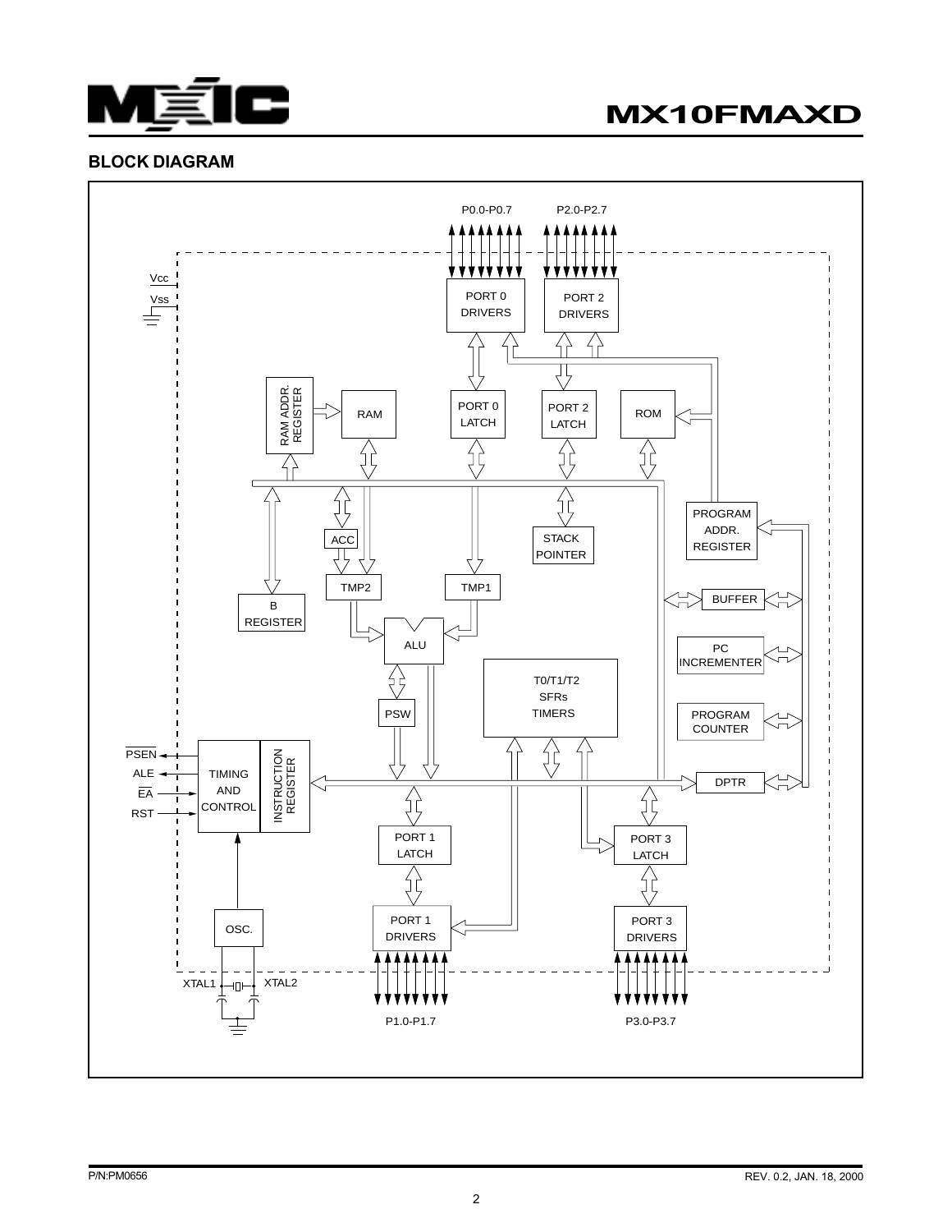## BLOCK DIAGRAM

P0.0-P0.7

P2.0-P2.7

Vcc

Vss

PORT 0 DRIVERS

PORT 2 DRIVERS

RAM ADDR. REGISTER

RAM

PORT 0 LATCH

PORT 2 LATCH

ROM

PROGRAM ADDR. REGISTER

ACC

STACK POINTER

TMP2

TMP1

B REGISTER

BUFFER

ALU

PC INCREMENTER

T0/T1/T2 SFRs TIMERS

PSW

PROGRAM COUNTER

PSEN

ALE

EA

RST

TIMING AND CONTROL

INSTRUCTION REGISTER

DPTR

PORT 1 LATCH

PORT 3 LATCH

OSC.

PORT 1 DRIVERS

PORT 3 DRIVERS

XTAL1

XTAL2

P1.0-P1.7

P3.0-P3.7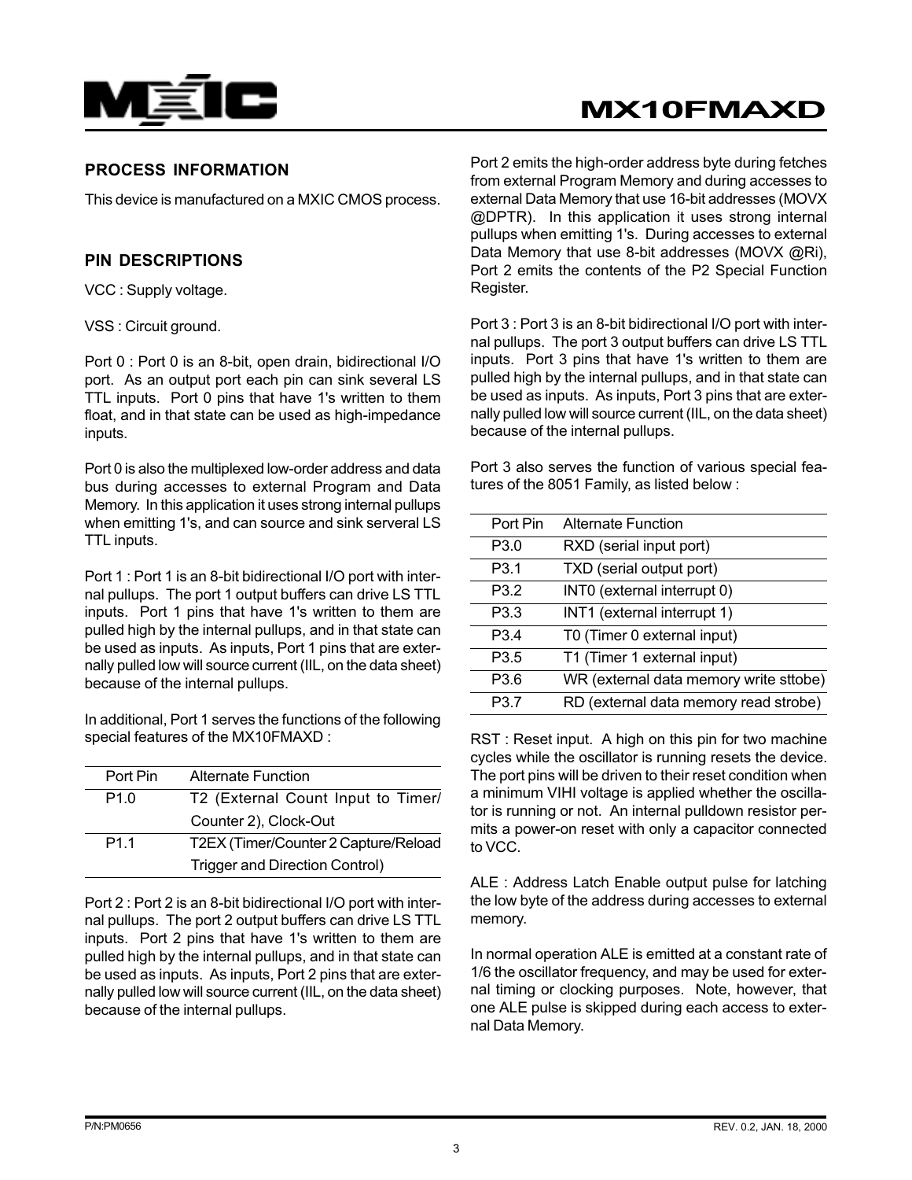## PROCESS INFORMATION

This device is manufactured on a MXIC CMOS process.

## PIN DESCRIPTIONS

VCC : Supply voltage.

VSS : Circuit ground.

Port 0 : Port 0 is an 8-bit, open drain, bidirectional I/O port. As an output port each pin can sink several LS TTL inputs. Port 0 pins that have 1's written to them float, and in that state can be used as high-impedance inputs.

Port 0 is also the multiplexed low-order address and data bus during accesses to external Program and Data Memory. In this application it uses strong internal pullups when emitting 1's, and can source and sink serveral LS TTL inputs.

Port 1 : Port 1 is an 8-bit bidirectional I/O port with internal pullups. The port 1 output buffers can drive LS TTL inputs. Port 1 pins that have 1's written to them are pulled high by the internal pullups, and in that state can be used as inputs. As inputs, Port 1 pins that are externally pulled low will source current (IIL, on the data sheet) because of the internal pullups.

In additional, Port 1 serves the functions of the following special features of the MX10FMAXD :

| Port Pin | Alternate Function |
|---|---|
| P1.0 | T2 (External Count Input to Timer/ Counter 2), Clock-Out |
| P1.1 | T2EX (Timer/Counter 2 Capture/Reload Trigger and Direction Control) |

Port 2 : Port 2 is an 8-bit bidirectional I/O port with internal pullups. The port 2 output buffers can drive LS TTL inputs. Port 2 pins that have 1's written to them are pulled high by the internal pullups, and in that state can be used as inputs. As inputs, Port 2 pins that are externally pulled low will source current (IIL, on the data sheet) because of the internal pullups.

Port 2 emits the high-order address byte during fetches from external Program Memory and during accesses to external Data Memory that use 16-bit addresses (MOVX @DPTR). In this application it uses strong internal pullups when emitting 1's. During accesses to external Data Memory that use 8-bit addresses (MOVX @Ri), Port 2 emits the contents of the P2 Special Function Register.

Port 3 : Port 3 is an 8-bit bidirectional I/O port with internal pullups. The port 3 output buffers can drive LS TTL inputs. Port 3 pins that have 1's written to them are pulled high by the internal pullups, and in that state can be used as inputs. As inputs, Port 3 pins that are externally pulled low will source current (IIL, on the data sheet) because of the internal pullups.

Port 3 also serves the function of various special features of the 8051 Family, as listed below :

| Port Pin | Alternate Function |
|---|---|
| P3.0 | RXD (serial input port) |
| P3.1 | TXD (serial output port) |
| P3.2 | INT0 (external interrupt 0) |
| P3.3 | INT1 (external interrupt 1) |
| P3.4 | T0 (Timer 0 external input) |
| P3.5 | T1 (Timer 1 external input) |
| P3.6 | WR (external data memory write sttobe) |
| P3.7 | RD (external data memory read strobe) |

RST : Reset input. A high on this pin for two machine cycles while the oscillator is running resets the device. The port pins will be driven to their reset condition when a minimum VIHI voltage is applied whether the oscillator is running or not. An internal pulldown resistor permits a power-on reset with only a capacitor connected to VCC.

ALE : Address Latch Enable output pulse for latching the low byte of the address during accesses to external memory.

In normal operation ALE is emitted at a constant rate of 1/6 the oscillator frequency, and may be used for external timing or clocking purposes. Note, however, that one ALE pulse is skipped during each access to external Data Memory.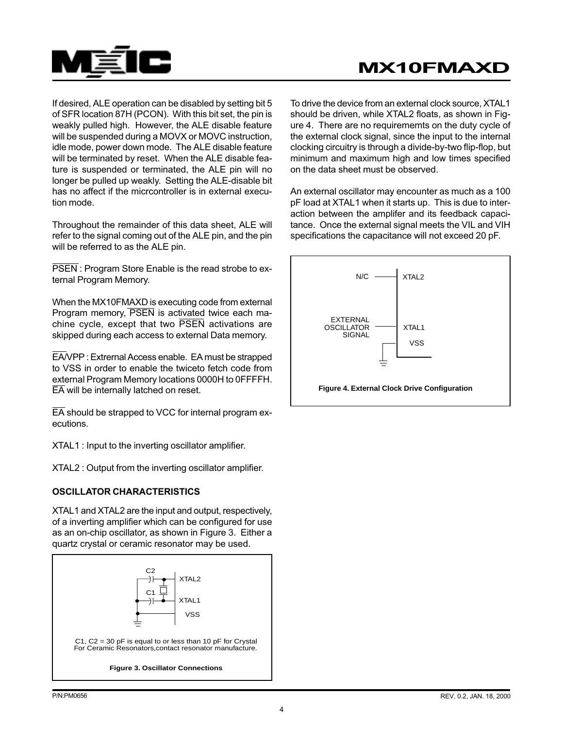If desired, ALE operation can be disabled by setting bit 5 of SFR location 87H (PCON). With this bit set, the pin is weakly pulled high. However, the ALE disable feature will be suspended during a MOVX or MOVC instruction, idle mode, power down mode. The ALE disable feature will be terminated by reset. When the ALE disable feature is suspended or terminated, the ALE pin will no longer be pulled up weakly. Setting the ALE-disable bit has no affect if the micrcontroller is in external execution mode.

Throughout the remainder of this data sheet, ALE will refer to the signal coming out of the ALE pin, and the pin will be referred to as the ALE pin.

$\overline{\text{PSEN}}$ : Program Store Enable is the read strobe to external Program Memory.

When the MX10FMAXD is executing code from external Program memory, $\overline{\text{PSEN}}$ is activated twice each machine cycle, except that two $\overline{\text{PSEN}}$ activations are skipped during each access to external Data memory.

$\overline{\text{EA}}$/VPP : Extrernal Access enable. EA must be strapped to VSS in order to enable the twiceto fetch code from external Program Memory locations 0000H to 0FFFFH. $\overline{\text{EA}}$ will be internally latched on reset.

$\overline{\text{EA}}$ should be strapped to VCC for internal program executions.

XTAL1 : Input to the inverting oscillator amplifier.

XTAL2 : Output from the inverting oscillator amplifier.

**OSCILLATOR CHARACTERISTICS**

XTAL1 and XTAL2 are the input and output, respectively, of a inverting amplifier which can be configured for use as an on-chip oscillator, as shown in Figure 3. Either a quartz crystal or ceramic resonator may be used.

C2
XTAL2
C1
XTAL1
VSS

C1, C2 = 30 pF is equal to or less than 10 pF for Crystal
For Ceramic Resonators,contact resonator manufacture.

**Figure 3. Oscillator Connections**

To drive the device from an external clock source, XTAL1 should be driven, while XTAL2 floats, as shown in Figure 4. There are no requirememts on the duty cycle of the external clock signal, since the input to the internal clocking circuitry is through a divide-by-two flip-flop, but minimum and maximum high and low times specified on the data sheet must be observed.

An external oscillator may encounter as much as a 100 pF load at XTAL1 when it starts up. This is due to interaction between the amplifer and its feedback capacitance. Once the external signal meets the VIL and VIH specifications the capacitance will not exceed 20 pF.

N/C XTAL2

EXTERNAL OSCILLATOR SIGNAL XTAL1

VSS

**Figure 4. External Clock Drive Configuration**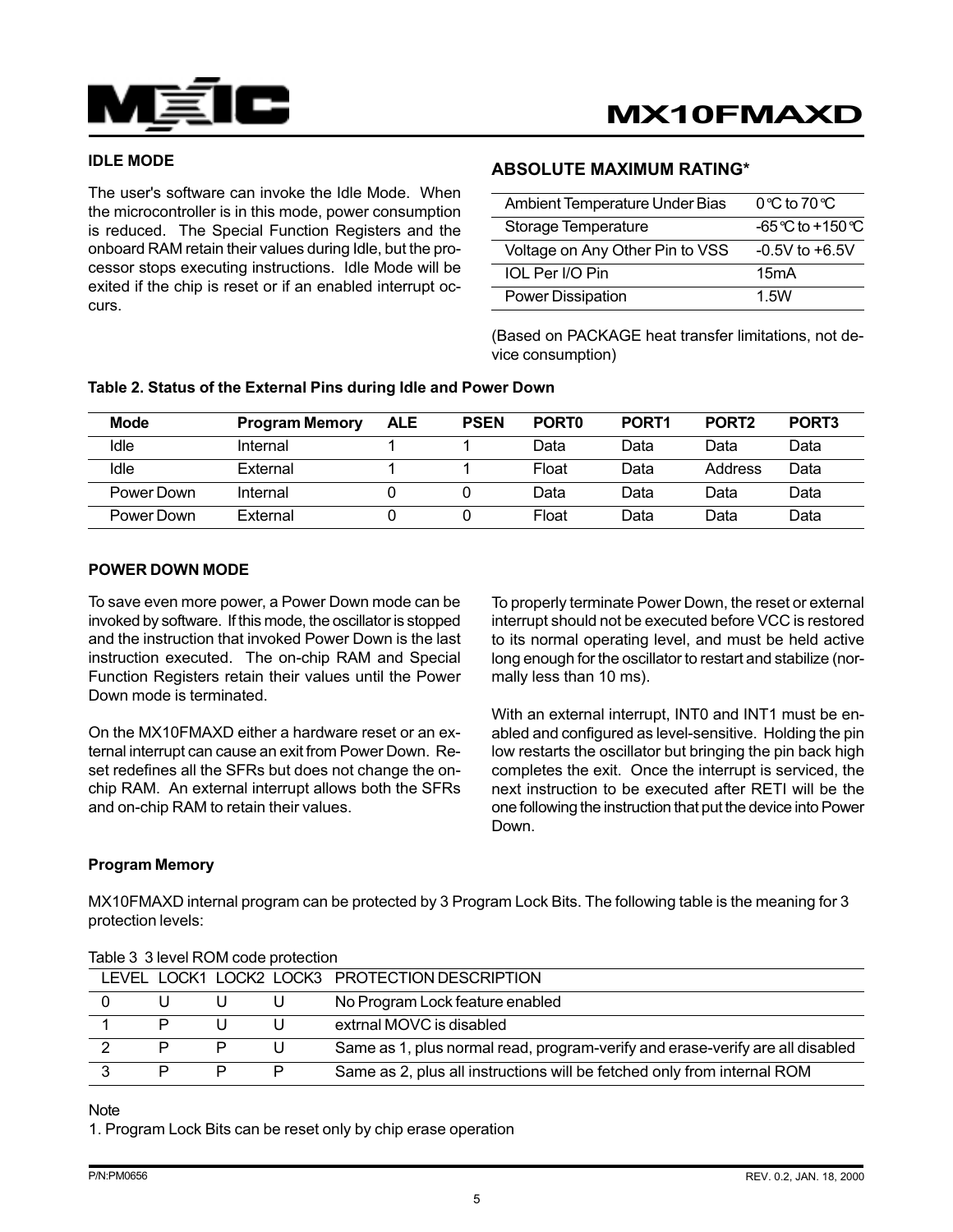### IDLE MODE

The user's software can invoke the Idle Mode. When the microcontroller is in this mode, power consumption is reduced. The Special Function Registers and the onboard RAM retain their values during Idle, but the processor stops executing instructions. Idle Mode will be exited if the chip is reset or if an enabled interrupt occurs.

### ABSOLUTE MAXIMUM RATING*

| | |
|---|---|
| Ambient Temperature Under Bias | 0°C to 70°C |
| Storage Temperature | -65°C to +150°C |
| Voltage on Any Other Pin to VSS | -0.5V to +6.5V |
| IOL Per I/O Pin | 15mA |
| Power Dissipation | 1.5W |

(Based on PACKAGE heat transfer limitations, not device consumption)

**Table 2. Status of the External Pins during Idle and Power Down**

| Mode | Program Memory | ALE | PSEN | PORT0 | PORT1 | PORT2 | PORT3 |
|---|---|---|---|---|---|---|---|
| Idle | Internal | 1 | 1 | Data | Data | Data | Data |
| Idle | External | 1 | 1 | Float | Data | Address | Data |
| Power Down | Internal | 0 | 0 | Data | Data | Data | Data |
| Power Down | External | 0 | 0 | Float | Data | Data | Data |

### POWER DOWN MODE

To save even more power, a Power Down mode can be invoked by software. If this mode, the oscillator is stopped and the instruction that invoked Power Down is the last instruction executed. The on-chip RAM and Special Function Registers retain their values until the Power Down mode is terminated.

On the MX10FMAXD either a hardware reset or an external interrupt can cause an exit from Power Down. Reset redefines all the SFRs but does not change the on-chip RAM. An external interrupt allows both the SFRs and on-chip RAM to retain their values.

To properly terminate Power Down, the reset or external interrupt should not be executed before VCC is restored to its normal operating level, and must be held active long enough for the oscillator to restart and stabilize (normally less than 10 ms).

With an external interrupt, INT0 and INT1 must be enabled and configured as level-sensitive. Holding the pin low restarts the oscillator but bringing the pin back high completes the exit. Once the interrupt is serviced, the next instruction to be executed after RETI will be the one following the instruction that put the device into Power Down.

### Program Memory

MX10FMAXD internal program can be protected by 3 Program Lock Bits. The following table is the meaning for 3 protection levels:

Table 3 3 level ROM code protection

| LEVEL | LOCK1 | LOCK2 | LOCK3 | PROTECTION DESCRIPTION |
|---|---|---|---|---|
| 0 | U | U | U | No Program Lock feature enabled |
| 1 | P | U | U | extrnal MOVC is disabled |
| 2 | P | P | U | Same as 1, plus normal read, program-verify and erase-verify are all disabled |
| 3 | P | P | P | Same as 2, plus all instructions will be fetched only from internal ROM |

Note

1. Program Lock Bits can be reset only by chip erase operation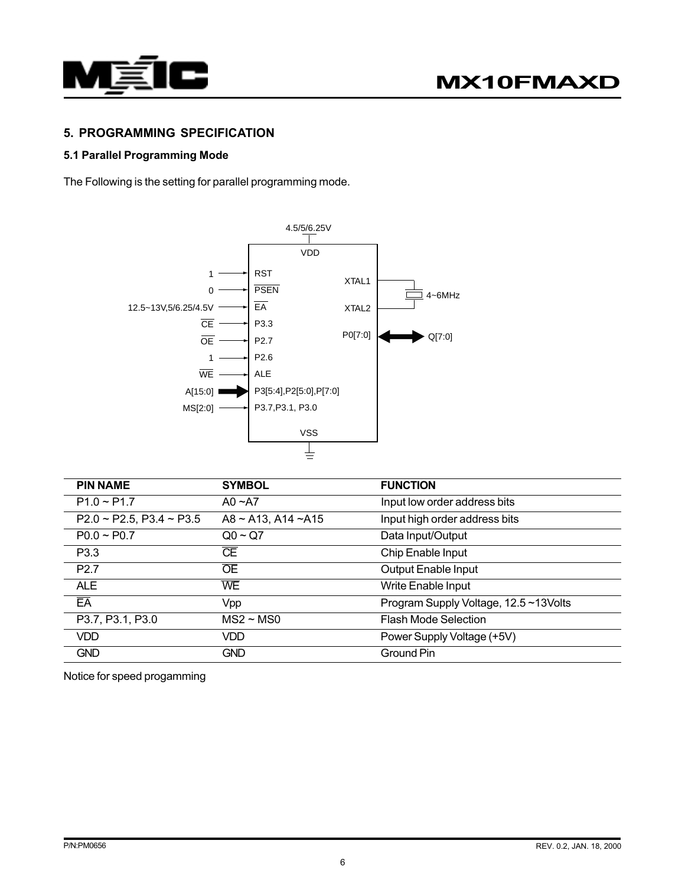## 5. PROGRAMMING SPECIFICATION

### 5.1 Parallel Programming Mode

The Following is the setting for parallel programming mode.

4.5/5/6.25V

VDD

| Input | Pin | Pin | Connection |
|---|---|---|---|
| 1 | RST | XTAL1 | 4~6MHz |
| 0 | PSEN | XTAL2 | |
| 12.5~13V,5/6.25/4.5V | EA | P0[7:0] | Q[7:0] |
| CE | P3.3 | | |
| OE | P2.7 | | |
| 1 | P2.6 | | |
| WE | ALE | | |
| A[15:0] | P3[5:4],P2[5:0],P[7:0] | | |
| MS[2:0] | P3.7,P3.1, P3.0 | | |

VSS

| PIN NAME | SYMBOL | FUNCTION |
|---|---|---|
| P1.0 ~ P1.7 | A0 ~A7 | Input low order address bits |
| P2.0 ~ P2.5, P3.4 ~ P3.5 | A8 ~ A13, A14 ~A15 | Input high order address bits |
| P0.0 ~ P0.7 | Q0 ~ Q7 | Data Input/Output |
| P3.3 | CE | Chip Enable Input |
| P2.7 | OE | Output Enable Input |
| ALE | WE | Write Enable Input |
| EA | Vpp | Program Supply Voltage, 12.5 ~13Volts |
| P3.7, P3.1, P3.0 | MS2 ~ MS0 | Flash Mode Selection |
| VDD | VDD | Power Supply Voltage (+5V) |
| GND | GND | Ground Pin |

Notice for speed progamming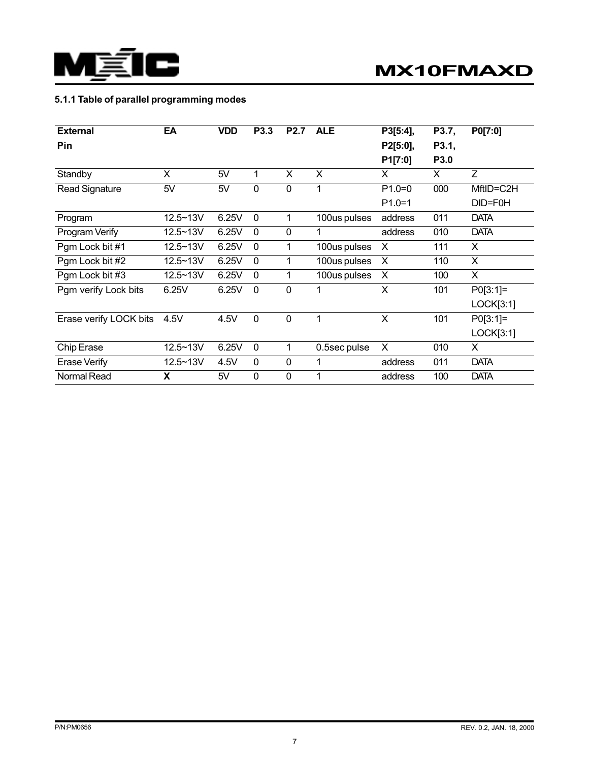### 5.1.1 Table of parallel programming modes

| External Pin | EA | VDD | P3.3 | P2.7 | ALE | P3[5:4], P2[5:0], P1[7:0] | P3.7, P3.1, P3.0 | P0[7:0] |
|---|---|---|---|---|---|---|---|---|
| Standby | X | 5V | 1 | X | X | X | X | Z |
| Read Signature | 5V | 5V | 0 | 0 | 1 | P1.0=0<br>P1.0=1 | 000 | MftID=C2H<br>DID=F0H |
| Program | 12.5~13V | 6.25V | 0 | 1 | 100us pulses | address | 011 | DATA |
| Program Verify | 12.5~13V | 6.25V | 0 | 0 | 1 | address | 010 | DATA |
| Pgm Lock bit #1 | 12.5~13V | 6.25V | 0 | 1 | 100us pulses | X | 111 | X |
| Pgm Lock bit #2 | 12.5~13V | 6.25V | 0 | 1 | 100us pulses | X | 110 | X |
| Pgm Lock bit #3 | 12.5~13V | 6.25V | 0 | 1 | 100us pulses | X | 100 | X |
| Pgm verify Lock bits | 6.25V | 6.25V | 0 | 0 | 1 | X | 101 | P0[3:1]= LOCK[3:1] |
| Erase verify LOCK bits | 4.5V | 4.5V | 0 | 0 | 1 | X | 101 | P0[3:1]= LOCK[3:1] |
| Chip Erase | 12.5~13V | 6.25V | 0 | 1 | 0.5sec pulse | X | 010 | X |
| Erase Verify | 12.5~13V | 4.5V | 0 | 0 | 1 | address | 011 | DATA |
| Normal Read | **X** | 5V | 0 | 0 | 1 | address | 100 | DATA |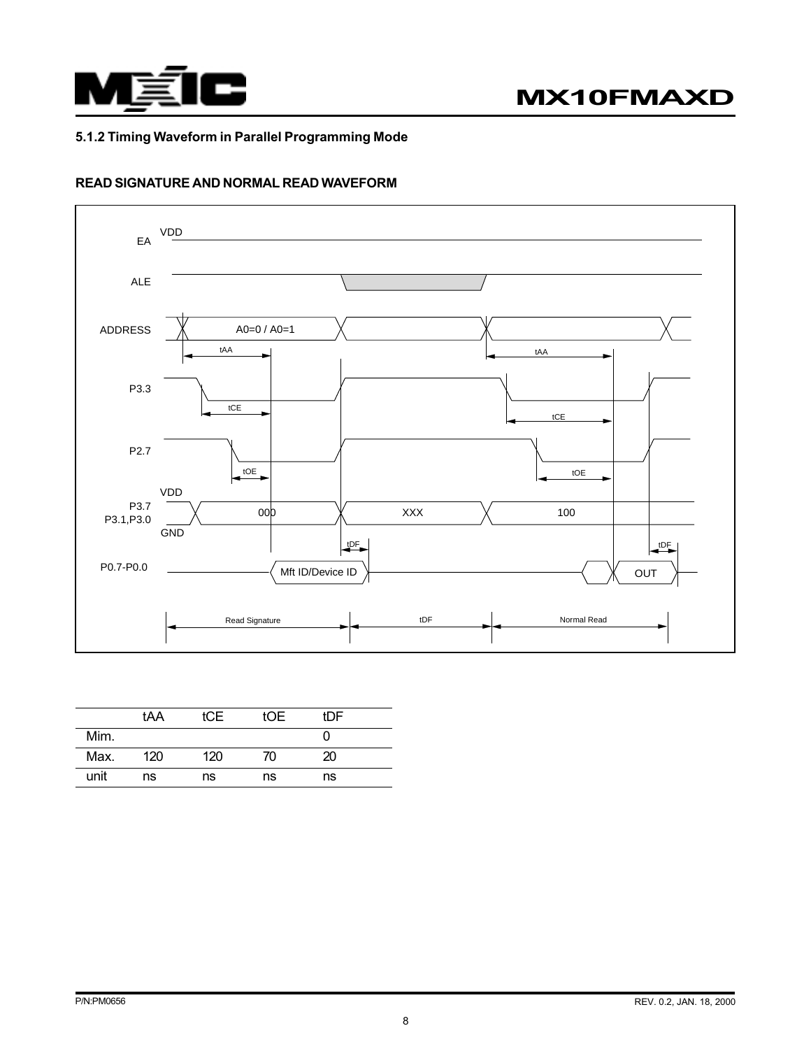### 5.1.2 Timing Waveform in Parallel Programming Mode

**READ SIGNATURE AND NORMAL READ WAVEFORM**

EA VDD

ALE

ADDRESS A0=0 / A0=1

tAA tAA

P3.3

tCE tCE

P2.7

tOE tOE

VDD

P3.7 P3.1,P3.0 000 XXX 100

GND

tDF tDF

P0.7-P0.0 Mft ID/Device ID OUT

Read Signature tDF Normal Read

| | tAA | tCE | tOE | tDF |
|---|---|---|---|---|
| Mim. | | | | 0 |
| Max. | 120 | 120 | 70 | 20 |
| unit | ns | ns | ns | ns |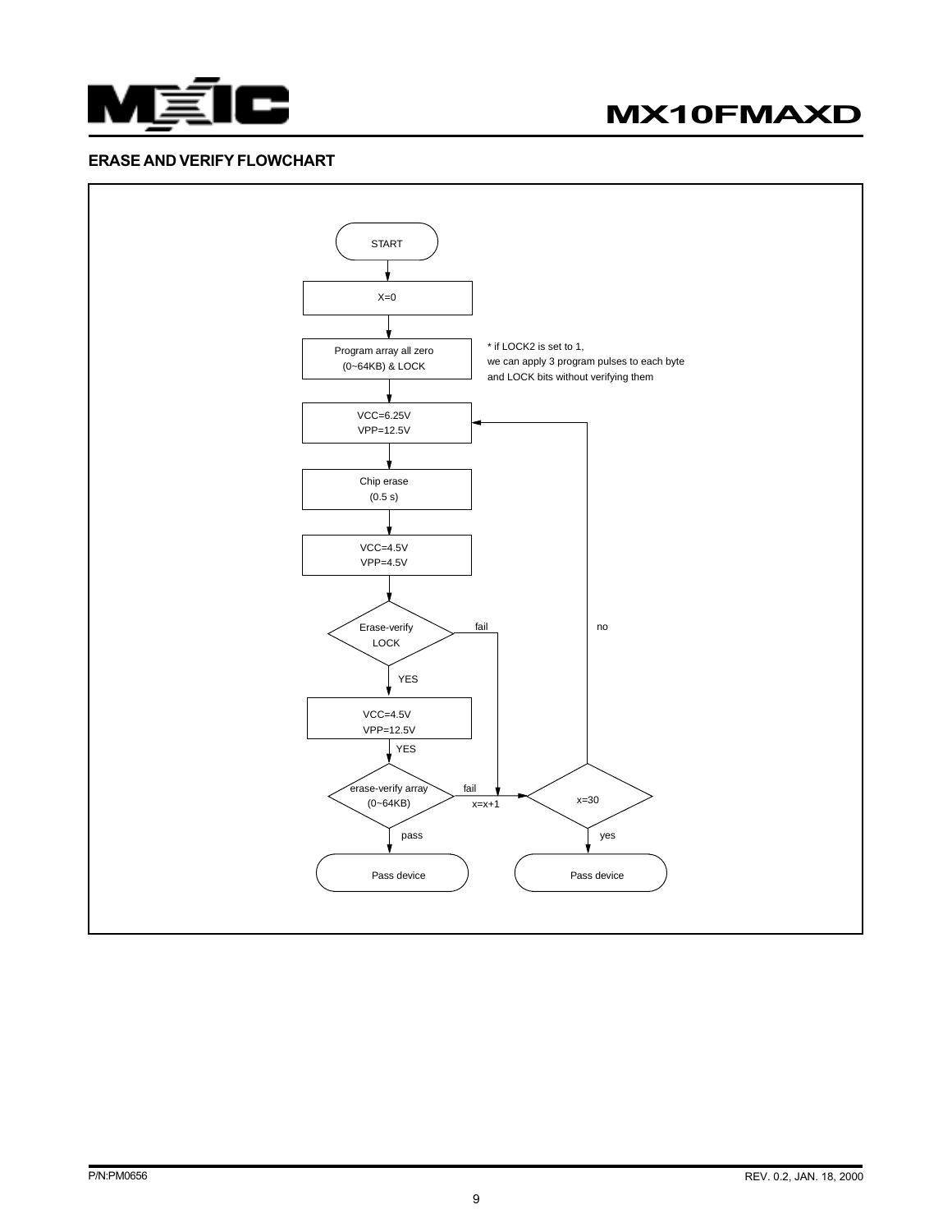## ERASE AND VERIFY FLOWCHART

START

X=0

Program array all zero (0~64KB) & LOCK

* if LOCK2 is set to 1, we can apply 3 program pulses to each byte and LOCK bits without verifying them

VCC=6.25V
VPP=12.5V

Chip erase (0.5 s)

VCC=4.5V
VPP=4.5V

Erase-verify LOCK — fail → (x=x+1) → x=30; YES ↓

VCC=4.5V
VPP=12.5V

YES

erase-verify array (0~64KB) — fail → x=x+1 → x=30

pass → Pass device

x=30: no → back to VCC=6.25V, VPP=12.5V; yes → Pass device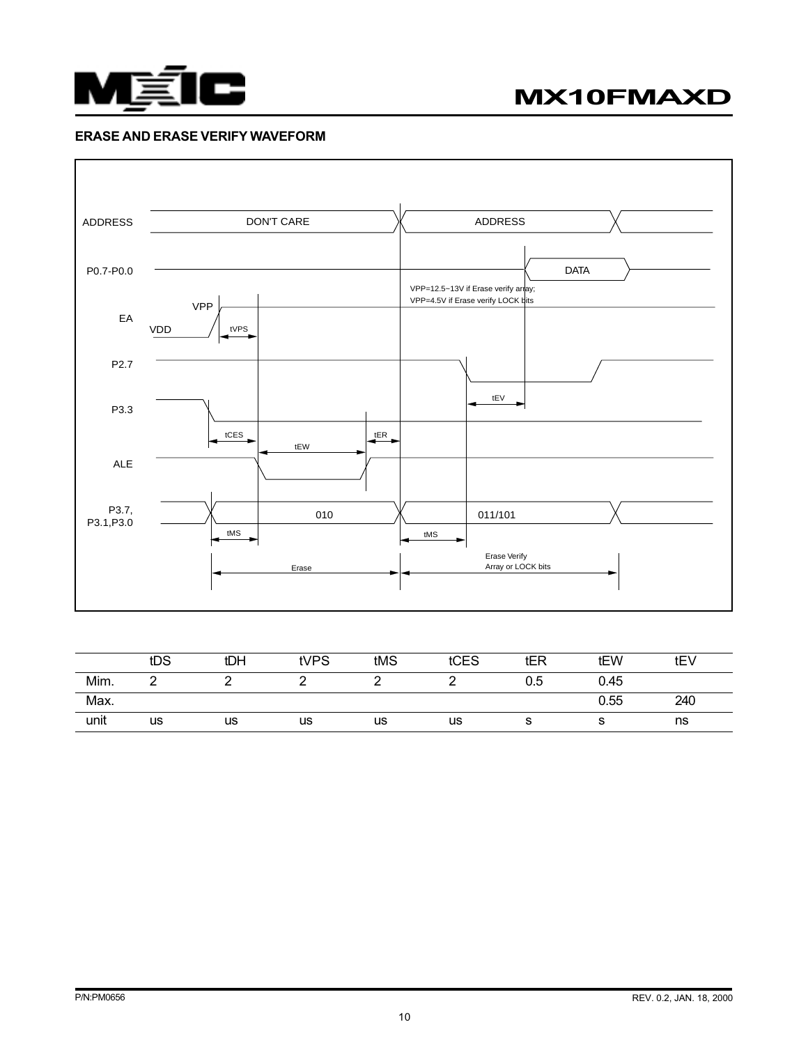## ERASE AND ERASE VERIFY WAVEFORM

ADDRESS — DON'T CARE — ADDRESS

P0.7-P0.0 — DATA

EA — VDD / VPP — tVPS

VPP=12.5~13V if Erase verify array;
VPP=4.5V if Erase verify LOCK bits

P2.7 — tEV

P3.3 — tCES — tER

ALE — tEW

P3.7, P3.1,P3.0 — 010 — 011/101 — tMS — tMS

Erase — Erase Verify Array or LOCK bits

|  | tDS | tDH | tVPS | tMS | tCES | tER | tEW | tEV |
|---|---|---|---|---|---|---|---|---|
| Mim. | 2 | 2 | 2 | 2 | 2 | 0.5 | 0.45 |  |
| Max. |  |  |  |  |  |  | 0.55 | 240 |
| unit | us | us | us | us | us | s | s | ns |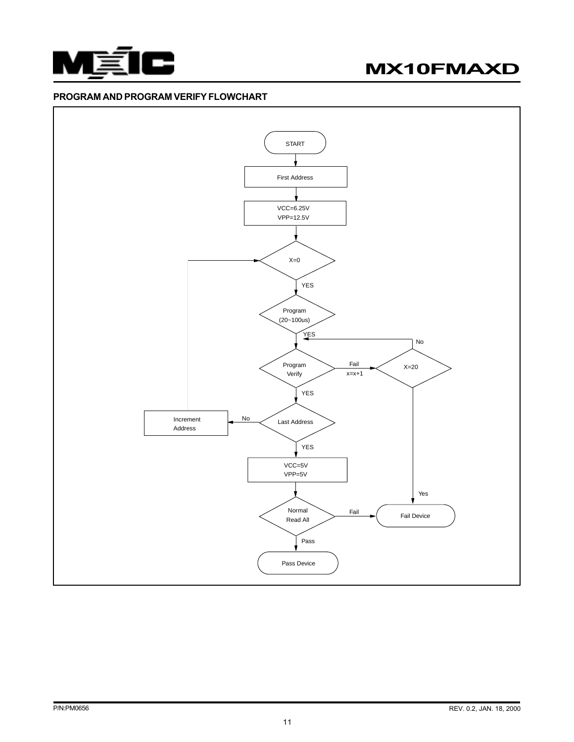## PROGRAM AND PROGRAM VERIFY FLOWCHART

START

First Address

VCC=6.25V
VPP=12.5V

X=0

YES

Program
(20~100us)

YES

No

Program
Verify

Fail
x=x+1

X=20

YES

Increment
Address

No

Last Address

YES

VCC=5V
VPP=5V

Yes

Normal
Read All

Fail

Fail Device

Pass

Pass Device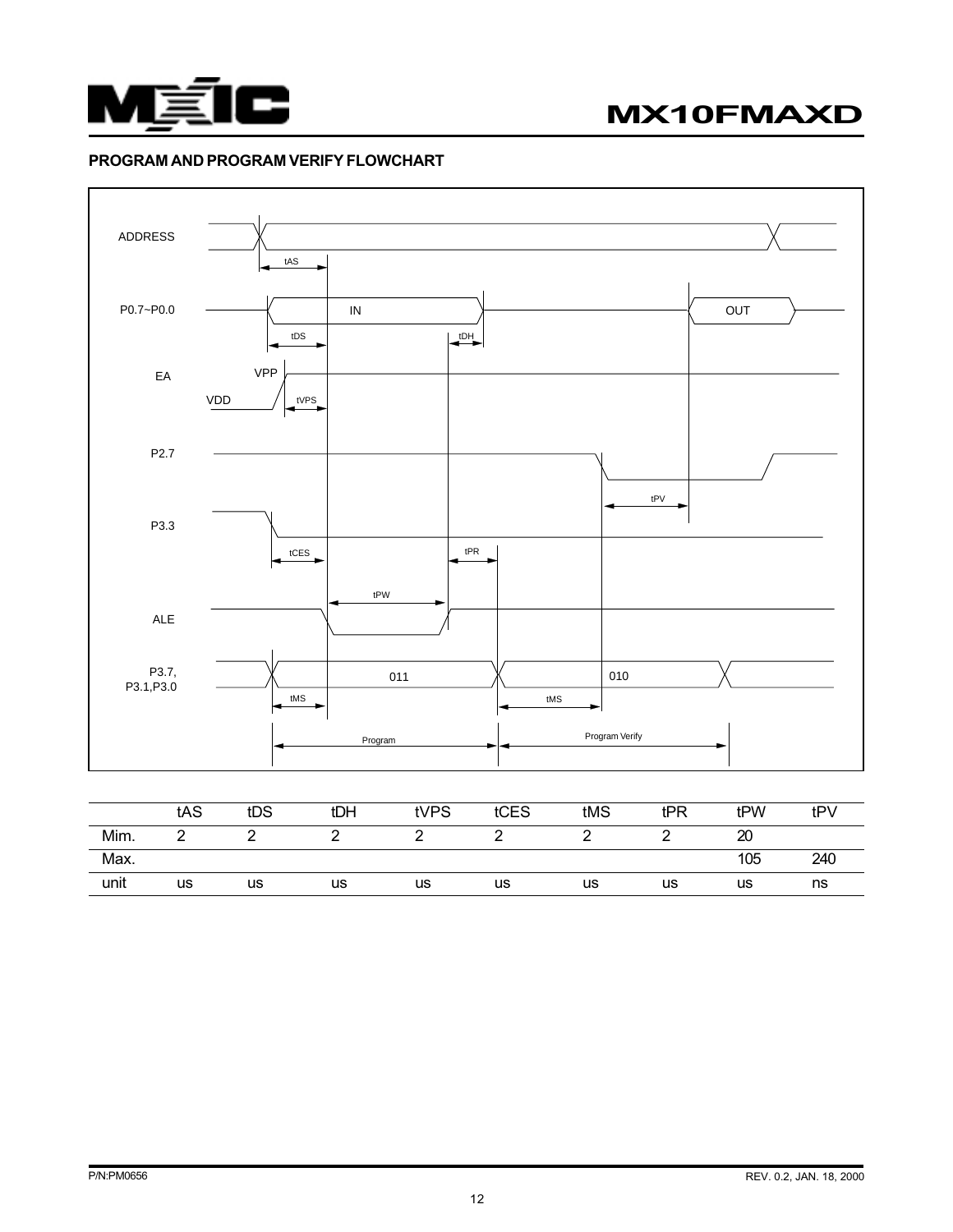### PROGRAM AND PROGRAM VERIFY FLOWCHART

ADDRESS

tAS

P0.7~P0.0 IN OUT

tDS tDH

EA VPP

VDD tVPS

P2.7

tPV

P3.3

tCES tPR

tPW

ALE

P3.7, P3.1,P3.0 011 010

tMS tMS

Program Program Verify

| | tAS | tDS | tDH | tVPS | tCES | tMS | tPR | tPW | tPV |
|---|---|---|---|---|---|---|---|---|---|
| Mim. | 2 | 2 | 2 | 2 | 2 | 2 | 2 | 20 | |
| Max. | | | | | | | | 105 | 240 |
| unit | us | us | us | us | us | us | us | us | ns |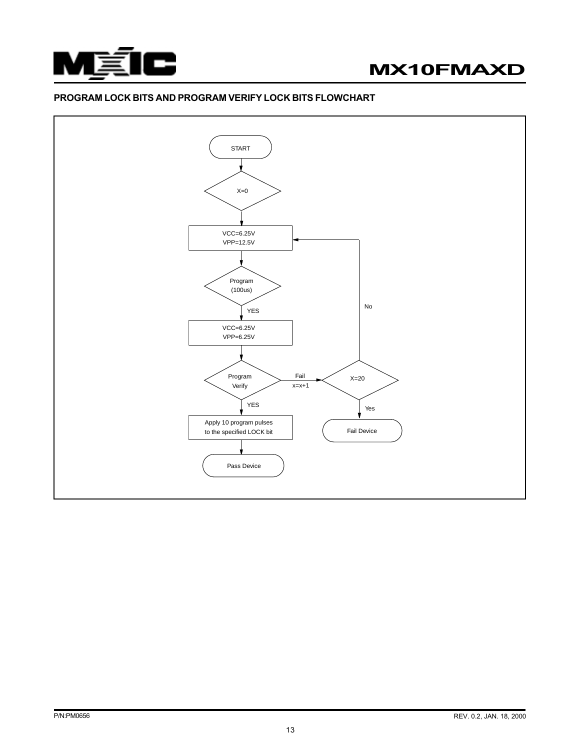## PROGRAM LOCK BITS AND PROGRAM VERIFY LOCK BITS FLOWCHART

START

X=0

VCC=6.25V
VPP=12.5V

Program
(100us)

YES

VCC=6.25V
VPP=6.25V

Program
Verify

Fail
x=x+1

X=20

No

Yes

Fail Device

YES

Apply 10 program pulses
to the specified LOCK bit

Pass Device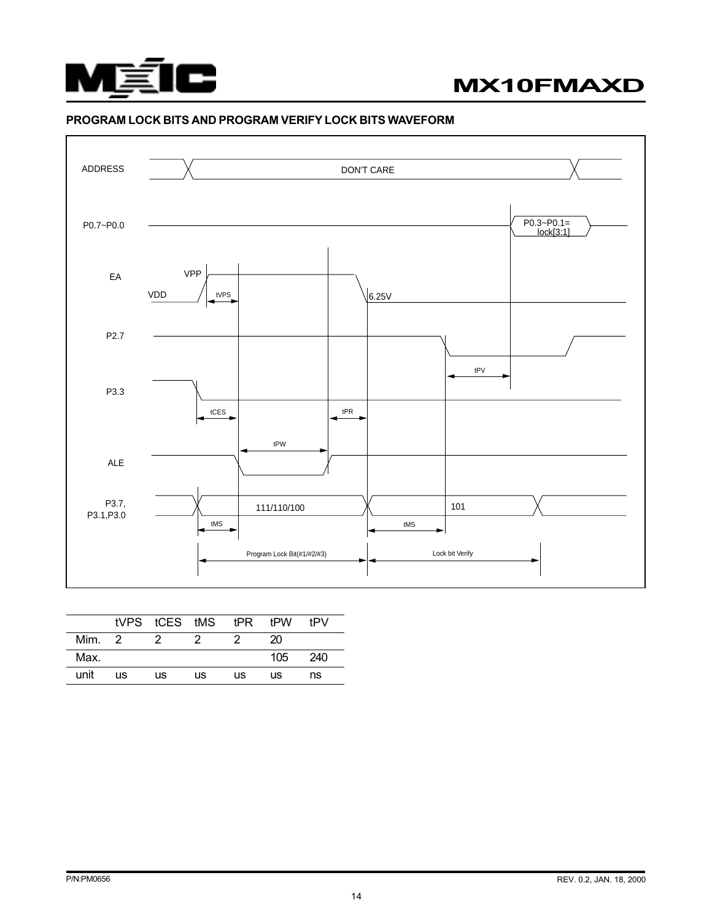## PROGRAM LOCK BITS AND PROGRAM VERIFY LOCK BITS WAVEFORM

ADDRESS DON'T CARE

P0.7~P0.0 P0.3~P0.1= lock[3:1]

EA VPP VDD tVPS 6.25V

P2.7 tPV

P3.3 tCES tPR

tPW

ALE

P3.7, P3.1,P3.0 111/110/100 101

tMS tMS

Program Lock Bit(#1/#2/#3) Lock bit Verify

| | tVPS | tCES | tMS | tPR | tPW | tPV |
|---|---|---|---|---|---|---|
| Mim. | 2 | 2 | 2 | 2 | 20 | |
| Max. | | | | | 105 | 240 |
| unit | us | us | us | us | us | ns |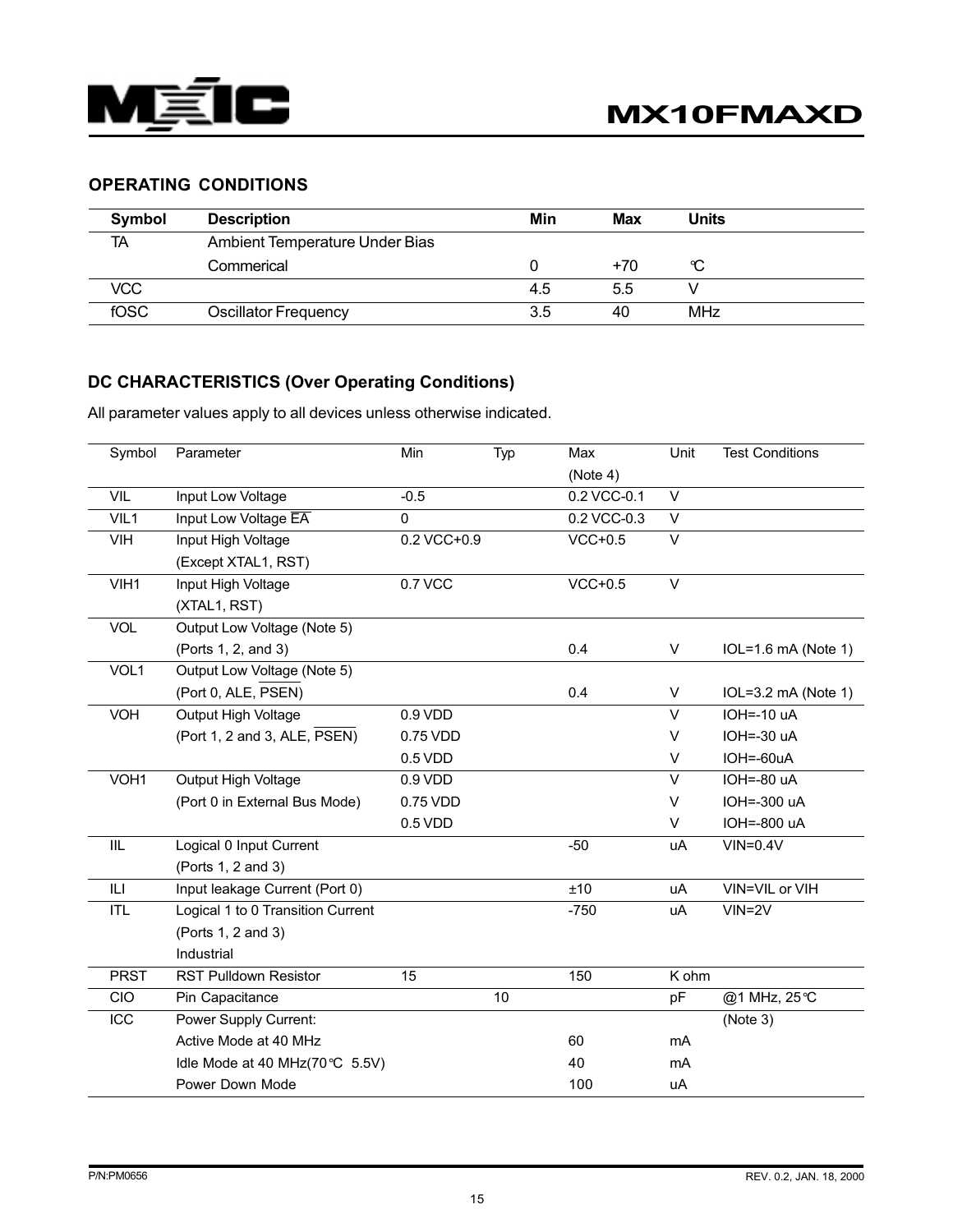## OPERATING CONDITIONS

| Symbol | Description | Min | Max | Units |
|---|---|---|---|---|
| TA | Ambient Temperature Under Bias | | | |
| | Commerical | 0 | +70 | °C |
| VCC | | 4.5 | 5.5 | V |
| fOSC | Oscillator Frequency | 3.5 | 40 | MHz |

## DC CHARACTERISTICS (Over Operating Conditions)

All parameter values apply to all devices unless otherwise indicated.

| Symbol | Parameter | Min | Typ | Max (Note 4) | Unit | Test Conditions |
|---|---|---|---|---|---|---|
| VIL | Input Low Voltage | -0.5 | | 0.2 VCC-0.1 | V | |
| VIL1 | Input Low Voltage $\overline{EA}$ | 0 | | 0.2 VCC-0.3 | V | |
| VIH | Input High Voltage (Except XTAL1, RST) | 0.2 VCC+0.9 | | VCC+0.5 | V | |
| VIH1 | Input High Voltage (XTAL1, RST) | 0.7 VCC | | VCC+0.5 | V | |
| VOL | Output Low Voltage (Note 5) (Ports 1, 2, and 3) | | | 0.4 | V | IOL=1.6 mA (Note 1) |
| VOL1 | Output Low Voltage (Note 5) (Port 0, ALE, $\overline{PSEN}$) | | | 0.4 | V | IOL=3.2 mA (Note 1) |
| VOH | Output High Voltage | 0.9 VDD | | | V | IOH=-10 uA |
| | (Port 1, 2 and 3, ALE, $\overline{PSEN}$) | 0.75 VDD | | | V | IOH=-30 uA |
| | | 0.5 VDD | | | V | IOH=-60uA |
| VOH1 | Output High Voltage | 0.9 VDD | | | V | IOH=-80 uA |
| | (Port 0 in External Bus Mode) | 0.75 VDD | | | V | IOH=-300 uA |
| | | 0.5 VDD | | | V | IOH=-800 uA |
| IIL | Logical 0 Input Current (Ports 1, 2 and 3) | | | -50 | uA | VIN=0.4V |
| ILI | Input leakage Current (Port 0) | | | ±10 | uA | VIN=VIL or VIH |
| ITL | Logical 1 to 0 Transition Current (Ports 1, 2 and 3) Industrial | | | -750 | uA | VIN=2V |
| PRST | RST Pulldown Resistor | 15 | | 150 | K ohm | |
| CIO | Pin Capacitance | | 10 | | pF | @1 MHz, 25°C |
| ICC | Power Supply Current: | | | | | (Note 3) |
| | Active Mode at 40 MHz | | | 60 | mA | |
| | Idle Mode at 40 MHz(70°C 5.5V) | | | 40 | mA | |
| | Power Down Mode | | | 100 | uA | |

P/N:PM0656 REV. 0.2, JAN. 18, 2000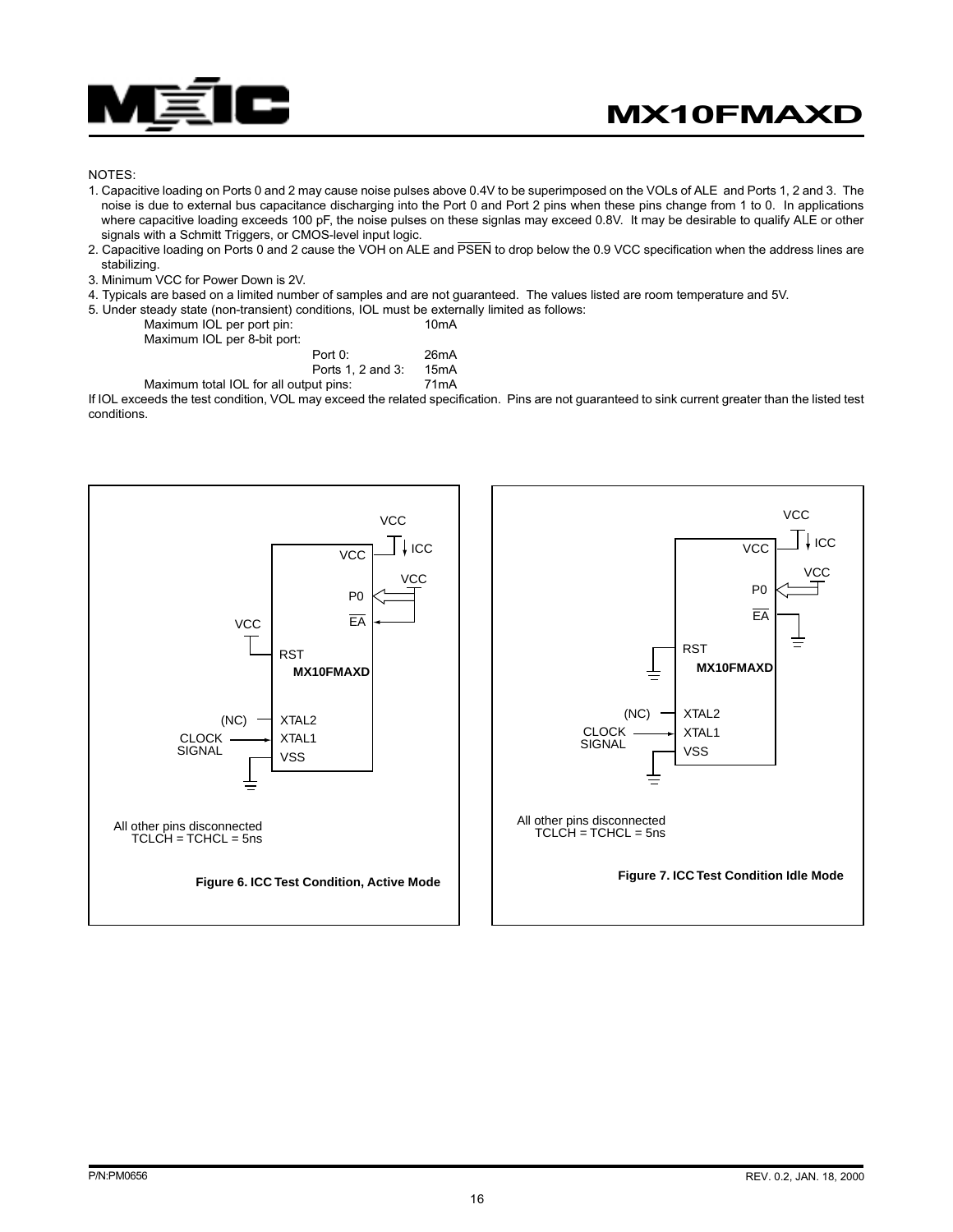NOTES:

1. Capacitive loading on Ports 0 and 2 may cause noise pulses above 0.4V to be superimposed on the VOLs of ALE and Ports 1, 2 and 3. The noise is due to external bus capacitance discharging into the Port 0 and Port 2 pins when these pins change from 1 to 0. In applications where capacitive loading exceeds 100 pF, the noise pulses on these signlas may exceed 0.8V. It may be desirable to qualify ALE or other signals with a Schmitt Triggers, or CMOS-level input logic.
2. Capacitive loading on Ports 0 and 2 cause the VOH on ALE and $\overline{PSEN}$ to drop below the 0.9 VCC specification when the address lines are stabilizing.
3. Minimum VCC for Power Down is 2V.
4. Typicals are based on a limited number of samples and are not guaranteed. The values listed are room temperature and 5V.
5. Under steady state (non-transient) conditions, IOL must be externally limited as follows:

| | | |
|---|---|---|
| Maximum IOL per port pin: | | 10mA |
| Maximum IOL per 8-bit port: | | |
| | Port 0: | 26mA |
| | Ports 1, 2 and 3: | 15mA |
| Maximum total IOL for all output pins: | | 71mA |

If IOL exceeds the test condition, VOL may exceed the related specification. Pins are not guaranteed to sink current greater than the listed test conditions.

All other pins disconnected
TCLCH = TCHCL = 5ns

**Figure 6. ICC Test Condition, Active Mode**

All other pins disconnected
TCLCH = TCHCL = 5ns

**Figure 7. ICC Test Condition Idle Mode**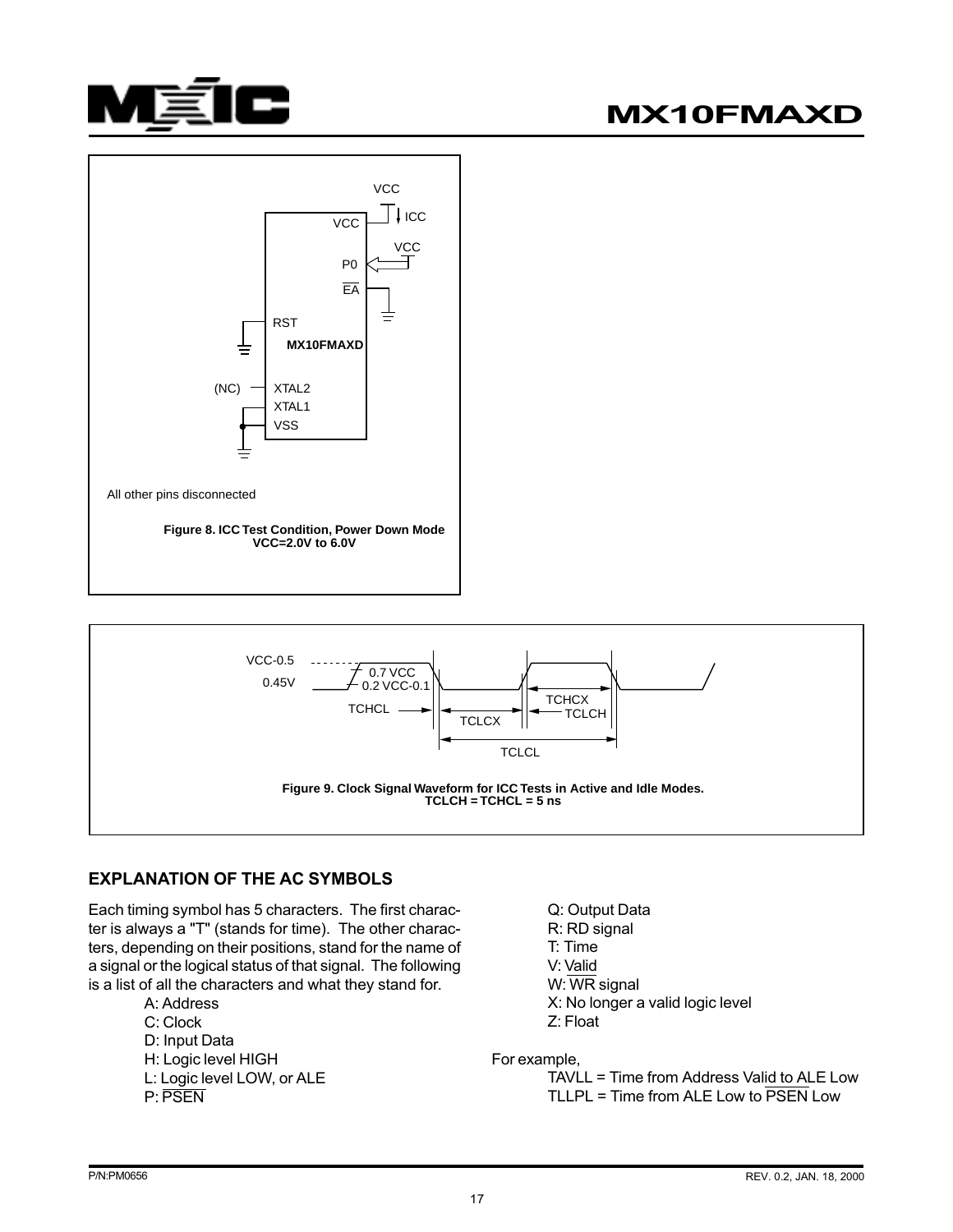VCC

VCC

ICC

VCC

P0

$\overline{EA}$

RST

MX10FMAXD

(NC) XTAL2

XTAL1

VSS

All other pins disconnected

**Figure 8. ICC Test Condition, Power Down Mode VCC=2.0V to 6.0V**

VCC-0.5

0.45V

0.7 VCC

0.2 VCC-0.1

TCHCL

TCLCX

TCHCX

TCLCH

TCLCL

**Figure 9. Clock Signal Waveform for ICC Tests in Active and Idle Modes. TCLCH = TCHCL = 5 ns**

## EXPLANATION OF THE AC SYMBOLS

Each timing symbol has 5 characters. The first character is always a "T" (stands for time). The other characters, depending on their positions, stand for the name of a signal or the logical status of that signal. The following is a list of all the characters and what they stand for.

- A: Address
- C: Clock
- D: Input Data
- H: Logic level HIGH
- L: Logic level LOW, or ALE
- P: $\overline{PSEN}$
- Q: Output Data
- R: RD signal
- T: Time
- V: Valid
- W: $\overline{WR}$ signal
- X: No longer a valid logic level
- Z: Float

For example,

TAVLL = Time from Address Valid to ALE Low

TLLPL = Time from ALE Low to $\overline{PSEN}$ Low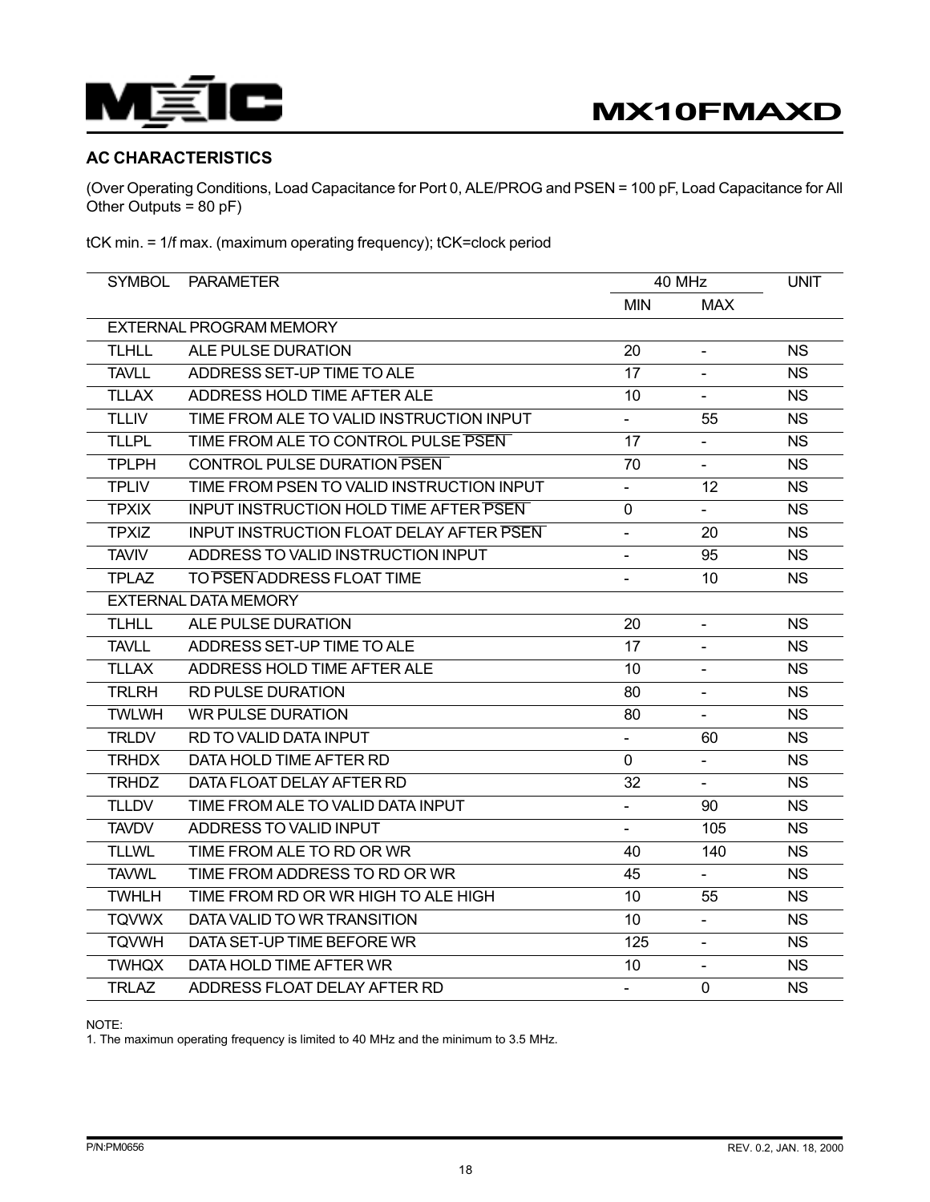## AC CHARACTERISTICS

(Over Operating Conditions, Load Capacitance for Port 0, ALE/PROG and PSEN = 100 pF, Load Capacitance for All Other Outputs = 80 pF)

tCK min. = 1/f max. (maximum operating frequency); tCK=clock period

| SYMBOL | PARAMETER | 40 MHz | | UNIT |
|---|---|---|---|---|
| | | MIN | MAX | |
| | EXTERNAL PROGRAM MEMORY | | | |
| TLHLL | ALE PULSE DURATION | 20 | - | NS |
| TAVLL | ADDRESS SET-UP TIME TO ALE | 17 | - | NS |
| TLLAX | ADDRESS HOLD TIME AFTER ALE | 10 | - | NS |
| TLLIV | TIME FROM ALE TO VALID INSTRUCTION INPUT | - | 55 | NS |
| TLLPL | TIME FROM ALE TO CONTROL PULSE $\overline{PSEN}$ | 17 | - | NS |
| TPLPH | CONTROL PULSE DURATION $\overline{PSEN}$ | 70 | - | NS |
| TPLIV | TIME FROM PSEN TO VALID INSTRUCTION INPUT | - | 12 | NS |
| TPXIX | INPUT INSTRUCTION HOLD TIME AFTER $\overline{PSEN}$ | 0 | - | NS |
| TPXIZ | INPUT INSTRUCTION FLOAT DELAY AFTER $\overline{PSEN}$ | - | 20 | NS |
| TAVIV | ADDRESS TO VALID INSTRUCTION INPUT | - | 95 | NS |
| TPLAZ | TO $\overline{PSEN}$ ADDRESS FLOAT TIME | - | 10 | NS |
| | EXTERNAL DATA MEMORY | | | |
| TLHLL | ALE PULSE DURATION | 20 | - | NS |
| TAVLL | ADDRESS SET-UP TIME TO ALE | 17 | - | NS |
| TLLAX | ADDRESS HOLD TIME AFTER ALE | 10 | - | NS |
| TRLRH | RD PULSE DURATION | 80 | - | NS |
| TWLWH | WR PULSE DURATION | 80 | - | NS |
| TRLDV | RD TO VALID DATA INPUT | - | 60 | NS |
| TRHDX | DATA HOLD TIME AFTER RD | 0 | - | NS |
| TRHDZ | DATA FLOAT DELAY AFTER RD | 32 | - | NS |
| TLLDV | TIME FROM ALE TO VALID DATA INPUT | - | 90 | NS |
| TAVDV | ADDRESS TO VALID INPUT | - | 105 | NS |
| TLLWL | TIME FROM ALE TO RD OR WR | 40 | 140 | NS |
| TAVWL | TIME FROM ADDRESS TO RD OR WR | 45 | - | NS |
| TWHLH | TIME FROM RD OR WR HIGH TO ALE HIGH | 10 | 55 | NS |
| TQVWX | DATA VALID TO WR TRANSITION | 10 | - | NS |
| TQVWH | DATA SET-UP TIME BEFORE WR | 125 | - | NS |
| TWHQX | DATA HOLD TIME AFTER WR | 10 | - | NS |
| TRLAZ | ADDRESS FLOAT DELAY AFTER RD | - | 0 | NS |

NOTE:
1. The maximun operating frequency is limited to 40 MHz and the minimum to 3.5 MHz.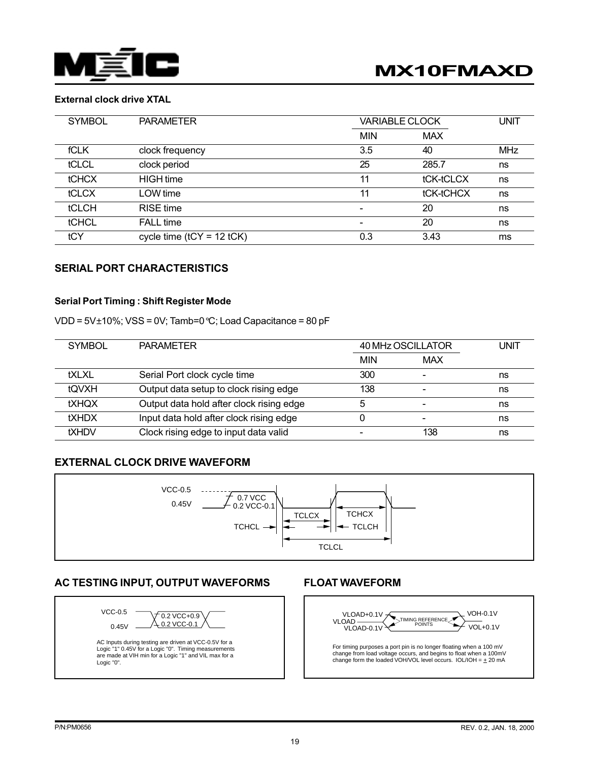**External clock drive XTAL**

| SYMBOL | PARAMETER | VARIABLE CLOCK | | UNIT |
|---|---|---|---|---|
| | | MIN | MAX | |
| fCLK | clock frequency | 3.5 | 40 | MHz |
| tCLCL | clock period | 25 | 285.7 | ns |
| tCHCX | HIGH time | 11 | tCK-tCLCX | ns |
| tCLCX | LOW time | 11 | tCK-tCHCX | ns |
| tCLCH | RISE time | - | 20 | ns |
| tCHCL | FALL time | - | 20 | ns |
| tCY | cycle time (tCY = 12 tCK) | 0.3 | 3.43 | ms |

## SERIAL PORT CHARACTERISTICS

### Serial Port Timing : Shift Register Mode

VDD = 5V±10%; VSS = 0V; Tamb=0°C; Load Capacitance = 80 pF

| SYMBOL | PARAMETER | 40 MHz OSCILLATOR | | UNIT |
|---|---|---|---|---|
| | | MIN | MAX | |
| tXLXL | Serial Port clock cycle time | 300 | - | ns |
| tQVXH | Output data setup to clock rising edge | 138 | - | ns |
| tXHQX | Output data hold after clock rising edge | 5 | - | ns |
| tXHDX | Input data hold after clock rising edge | 0 | - | ns |
| tXHDV | Clock rising edge to input data valid | - | 138 | ns |

## EXTERNAL CLOCK DRIVE WAVEFORM

VCC-0.5
0.45V
0.7 VCC
0.2 VCC-0.1
TCHCL TCLCX TCHCX TCLCH
TCLCL

## AC TESTING INPUT, OUTPUT WAVEFORMS

VCC-0.5
0.45V
0.2 VCC+0.9
0.2 VCC-0.1

AC Inputs during testing are driven at VCC-0.5V for a Logic "1" 0.45V for a Logic "0". Timing measurements are made at VIH min for a Logic "1" and VIL max for a Logic "0".

## FLOAT WAVEFORM

VLOAD+0.1V
VLOAD
VLOAD-0.1V
TIMING REFERENCE POINTS
VOH-0.1V
VOL+0.1V

For timing purposes a port pin is no longer floating when a 100 mV change from load voltage occurs, and begins to float when a 100mV change form the loaded VOH/VOL level occurs. IOL/IOH = ± 20 mA

P/N:PM0656 REV. 0.2, JAN. 18, 2000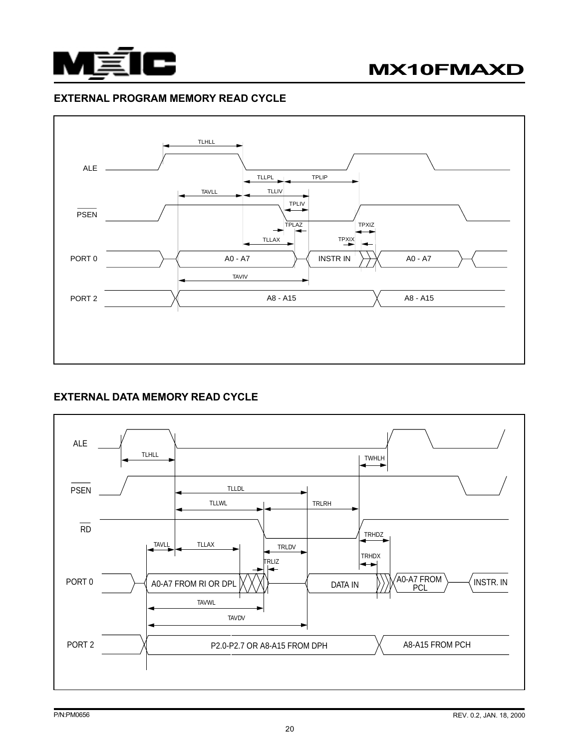## EXTERNAL PROGRAM MEMORY READ CYCLE

ALE

TLHLL

TLLPL TPLIP

TAVLL TLLIV

PSEN

TPLIV

TPLAZ TPXIZ

TLLAX TPXIX

PORT 0 A0 - A7 INSTR IN A0 - A7

TAVIV

PORT 2 A8 - A15 A8 - A15

## EXTERNAL DATA MEMORY READ CYCLE

ALE

TLHLL TWHLH

PSEN

TLLDL

TLLWL TRLRH

RD

TRHDZ

TAVLL TLLAX TRLDV

TRHDX

TRLIZ

PORT 0 A0-A7 FROM RI OR DPL DATA IN A0-A7 FROM PCL INSTR. IN

TAVWL

TAVDV

PORT 2 P2.0-P2.7 OR A8-A15 FROM DPH A8-A15 FROM PCH

P/N:PM0656 REV. 0.2, JAN. 18, 2000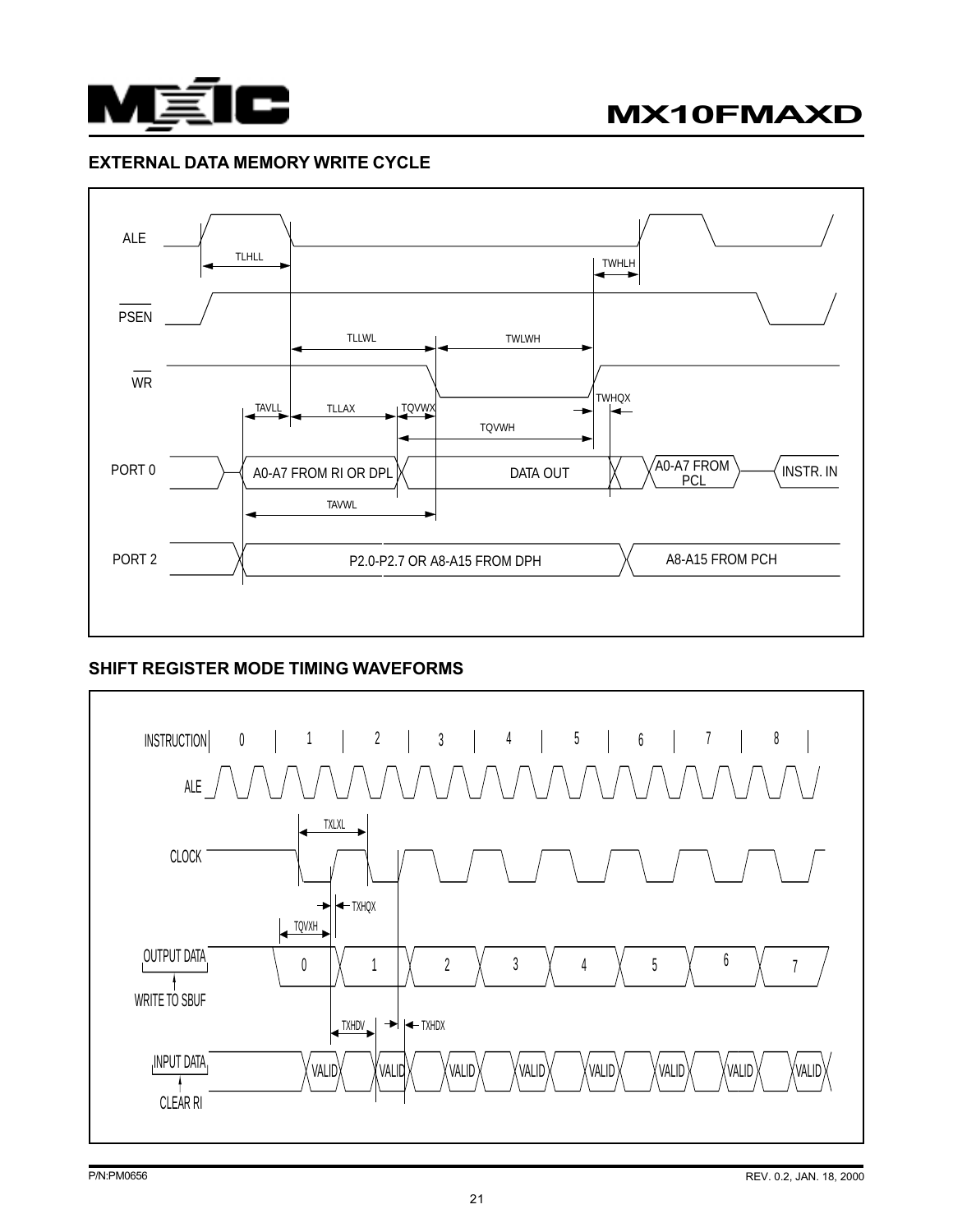## EXTERNAL DATA MEMORY WRITE CYCLE

ALE

PSEN

WR

PORT 0

PORT 2

TLHLL

TWHLH

TLLWL

TWLWH

TAVLL

TLLAX

TQVWX

TWHQX

TQVWH

A0-A7 FROM RI OR DPL

DATA OUT

A0-A7 FROM PCL

INSTR. IN

TAVWL

P2.0-P2.7 OR A8-A15 FROM DPH

A8-A15 FROM PCH

## SHIFT REGISTER MODE TIMING WAVEFORMS

INSTRUCTION 0 1 2 3 4 5 6 7 8

ALE

CLOCK

TXLXL

TXHQX

TQVXH

OUTPUT DATA 0 1 2 3 4 5 6 7

WRITE TO SBUF

TXHDV

TXHDX

INPUT DATA VALID VALID VALID VALID VALID VALID VALID VALID

CLEAR RI

P/N:PM0656

REV. 0.2, JAN. 18, 2000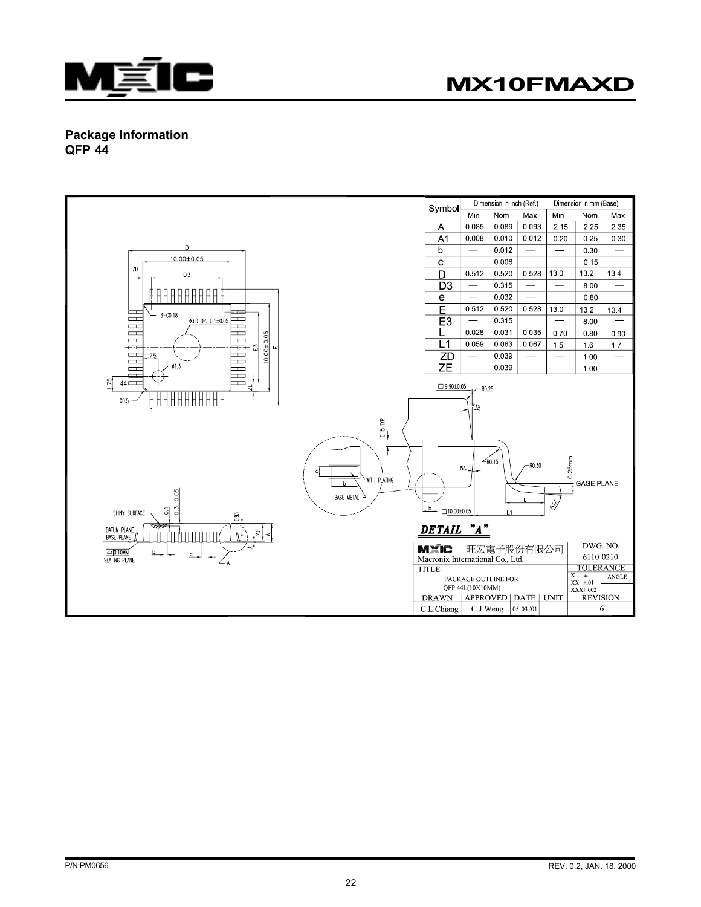**Package Information**
**QFP 44**

| Symbol | Dimension in inch (Ref.) | | | Dimension in mm (Base) | | |
|---|---|---|---|---|---|---|
| | Min | Nom | Max | Min | Nom | Max |
| A | 0.085 | 0.089 | 0.093 | 2.15 | 2.25 | 2.35 |
| A1 | 0.008 | 0.010 | 0.012 | 0.20 | 0.25 | 0.30 |
| b | — | 0.012 | — | — | 0.30 | — |
| c | — | 0.006 | — | — | 0.15 | — |
| D | 0.512 | 0.520 | 0.528 | 13.0 | 13.2 | 13.4 |
| D3 | — | 0.315 | — | — | 8.00 | — |
| e | — | 0.032 | — | — | 0.80 | — |
| E | 0.512 | 0.520 | 0.528 | 13.0 | 13.2 | 13.4 |
| E3 | — | 0.315 | | — | 8.00 | — |
| L | 0.028 | 0.031 | 0.035 | 0.70 | 0.80 | 0.90 |
| L1 | 0.059 | 0.063 | 0.067 | 1.5 | 1.6 | 1.7 |
| ZD | — | 0.039 | — | — | 1.00 | — |
| ZE | — | 0.039 | — | — | 1.00 | — |

DETAIL "A"

| MXIC 旺宏電子股份有限公司 Macronix International Co., Ltd. | | | | DWG. NO. 6110-0210 |
|---|---|---|---|---|
| TITLE PACKAGE OUTLINE FOR QFP 44L(10X10MM) | | | | TOLERANCE X ± .XX ±.01 .XXX±.002 ANGLE |
| DRAWN | APPROVED | DATE | UNIT | REVISION |
| C.L.Chiang | C.J.Weng | 05-03-'01 | | 6 |

P/N:PM0656 REV. 0.2, JAN. 18, 2000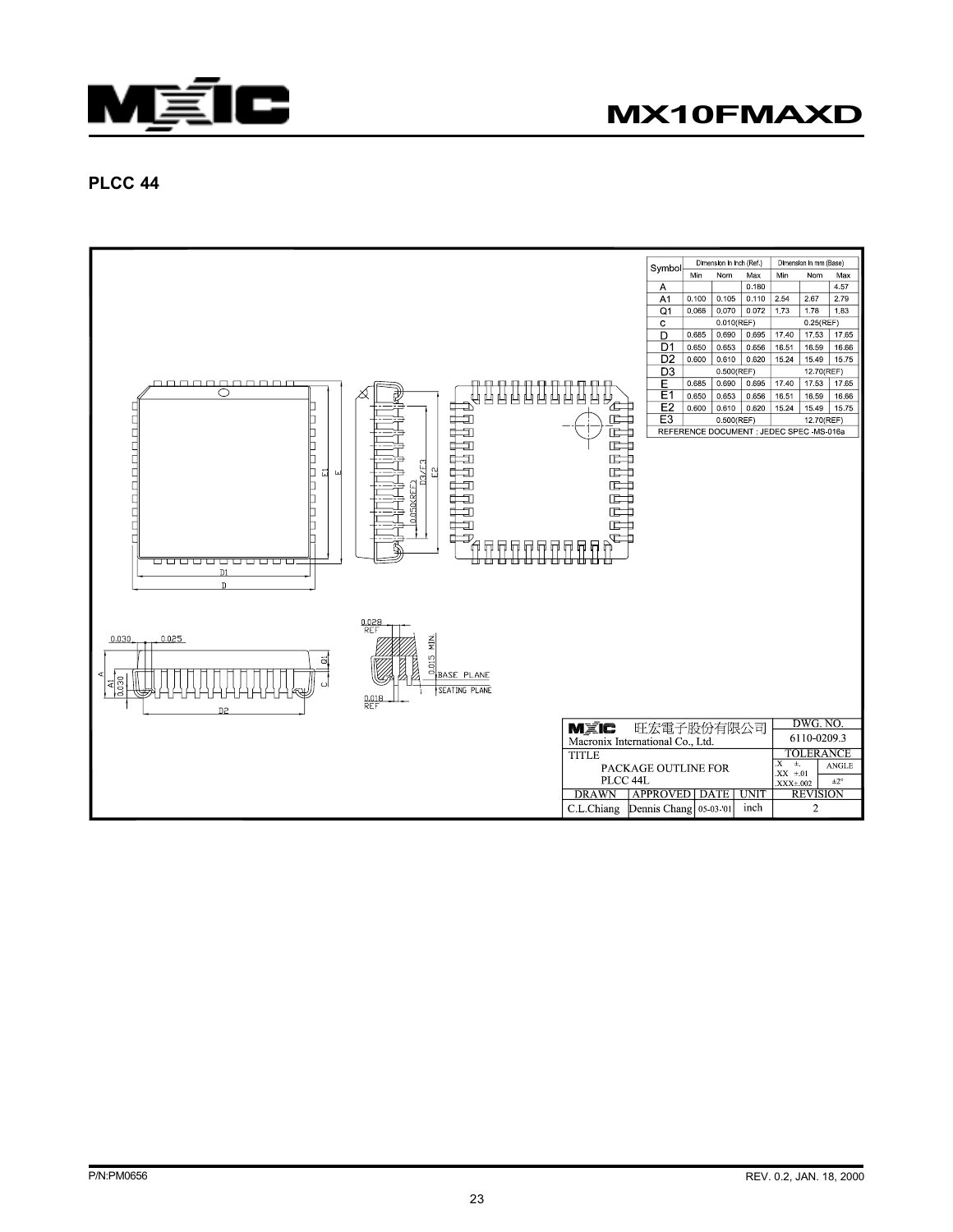## PLCC 44

| Symbol | Dimension in inch (Ref.) | | | Dimension in mm (Base) | | |
|---|---|---|---|---|---|---|
| | Min | Nom | Max | Min | Nom | Max |
| A | | | 0.180 | | | 4.57 |
| A1 | 0.100 | 0.105 | 0.110 | 2.54 | 2.67 | 2.79 |
| Q1 | 0.068 | 0.070 | 0.072 | 1.73 | 1.78 | 1.83 |
| c | | 0.010(REF) | | | 0.25(REF) | |
| D | 0.685 | 0.690 | 0.695 | 17.40 | 17.53 | 17.65 |
| D1 | 0.650 | 0.653 | 0.656 | 16.51 | 16.59 | 16.66 |
| D2 | 0.600 | 0.610 | 0.620 | 15.24 | 15.49 | 15.75 |
| D3 | | 0.500(REF) | | | 12.70(REF) | |
| E | 0.685 | 0.690 | 0.695 | 17.40 | 17.53 | 17.65 |
| E1 | 0.650 | 0.653 | 0.656 | 16.51 | 16.59 | 16.66 |
| E2 | 0.600 | 0.610 | 0.620 | 15.24 | 15.49 | 15.75 |
| E3 | | 0.500(REF) | | | 12.70(REF) | |

REFERENCE DOCUMENT : JEDEC SPEC -MS-016a

| MXIC 旺宏電子股份有限公司 Macronix International Co., Ltd. | | | | DWG. NO. 6110-0209.3 |
|---|---|---|---|---|
| TITLE PACKAGE OUTLINE FOR PLCC 44L | | | | TOLERANCE .X ±. .XX ±.01 .XXX±.002 ANGLE ±2° |
| DRAWN | APPROVED | DATE | UNIT | REVISION |
| C.L.Chiang | Dennis Chang | 05-03-'01 | inch | 2 |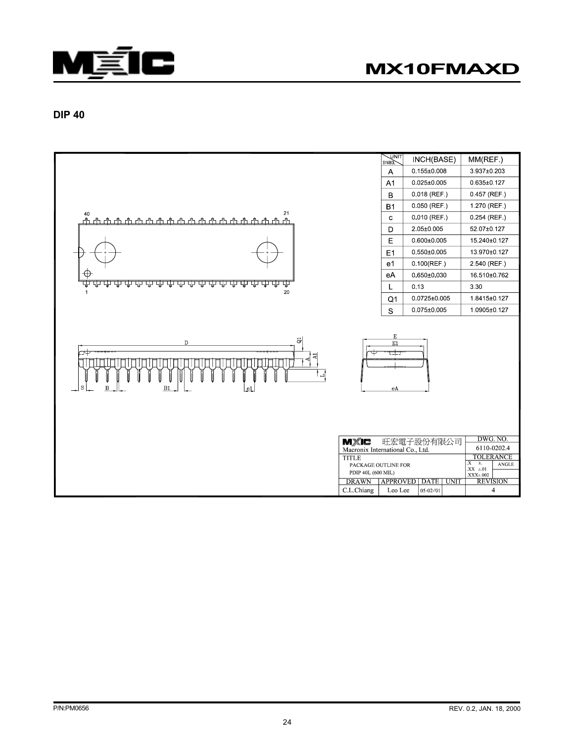## DIP 40

| SYMBOL \ UNIT | INCH(BASE) | MM(REF.) |
|---|---|---|
| A | 0.155±0.008 | 3.937±0.203 |
| A1 | 0.025±0.005 | 0.635±0.127 |
| B | 0.018 (REF.) | 0.457 (REF.) |
| B1 | 0.050 (REF.) | 1.270 (REF.) |
| c | 0.010 (REF.) | 0.254 (REF.) |
| D | 2.05±0.005 | 52.07±0.127 |
| E | 0.600±0.005 | 15.240±0.127 |
| E1 | 0.550±0.005 | 13.970±0.127 |
| e1 | 0.100(REF.) | 2.540 (REF.) |
| eA | 0.650±0.030 | 16.510±0.762 |
| L | 0.13 | 3.30 |
| Q1 | 0.0725±0.005 | 1.8415±0.127 |
| S | 0.075±0.005 | 1.0905±0.127 |

| MXIC 旺宏電子股份有限公司 Macronix International Co., Ltd. | | | | DWG. NO. 6110-0202.4 |
|---|---|---|---|---|
| TITLE PACKAGE OUTLINE FOR PDIP 40L (600 MIL) | | | | TOLERANCE .X ±. .XX ±.01 .XXX±.002 ANGLE |
| DRAWN | APPROVED | DATE | UNIT | REVISION |
| C.L.Chiang | Leo Lee | 05-02-'01 | | 4 |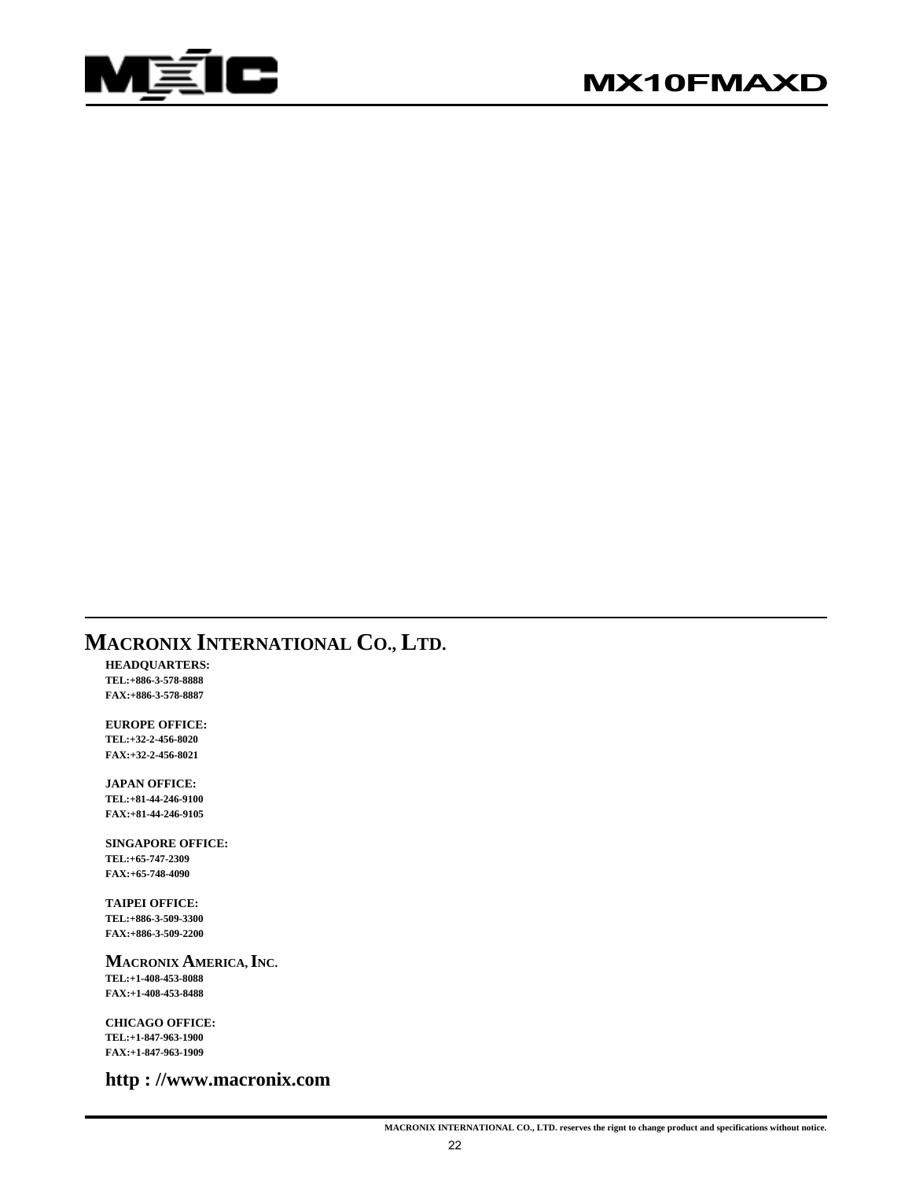# MACRONIX INTERNATIONAL CO., LTD.

**HEADQUARTERS:**
**TEL:+886-3-578-8888**
**FAX:+886-3-578-8887**

**EUROPE OFFICE:**
**TEL:+32-2-456-8020**
**FAX:+32-2-456-8021**

**JAPAN OFFICE:**
**TEL:+81-44-246-9100**
**FAX:+81-44-246-9105**

**SINGAPORE OFFICE:**
**TEL:+65-747-2309**
**FAX:+65-748-4090**

**TAIPEI OFFICE:**
**TEL:+886-3-509-3300**
**FAX:+886-3-509-2200**

## MACRONIX AMERICA, INC.

**TEL:+1-408-453-8088**
**FAX:+1-408-453-8488**

**CHICAGO OFFICE:**
**TEL:+1-847-963-1900**
**FAX:+1-847-963-1909**

**http : //www.macronix.com**

**MACRONIX INTERNATIONAL CO., LTD. reserves the rignt to change product and specifications without notice.**